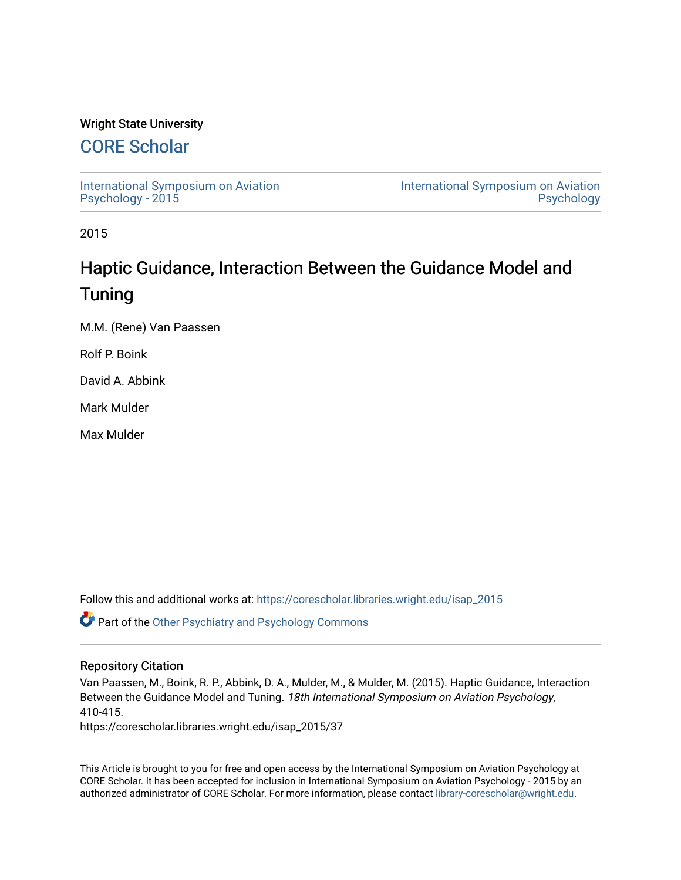Wright State University

## CORE Scholar

International Symposium on Aviation Psychology - 2015

International Symposium on Aviation Psychology

2015

# Haptic Guidance, Interaction Between the Guidance Model and Tuning

M.M. (Rene) Van Paassen

Rolf P. Boink

David A. Abbink

Mark Mulder

Max Mulder

Follow this and additional works at: https://corescholar.libraries.wright.edu/isap_2015

Part of the Other Psychiatry and Psychology Commons

### Repository Citation

Van Paassen, M., Boink, R. P., Abbink, D. A., Mulder, M., & Mulder, M. (2015). Haptic Guidance, Interaction Between the Guidance Model and Tuning. *18th International Symposium on Aviation Psychology*, 410-415.
https://corescholar.libraries.wright.edu/isap_2015/37

This Article is brought to you for free and open access by the International Symposium on Aviation Psychology at CORE Scholar. It has been accepted for inclusion in International Symposium on Aviation Psychology - 2015 by an authorized administrator of CORE Scholar. For more information, please contact library-corescholar@wright.edu.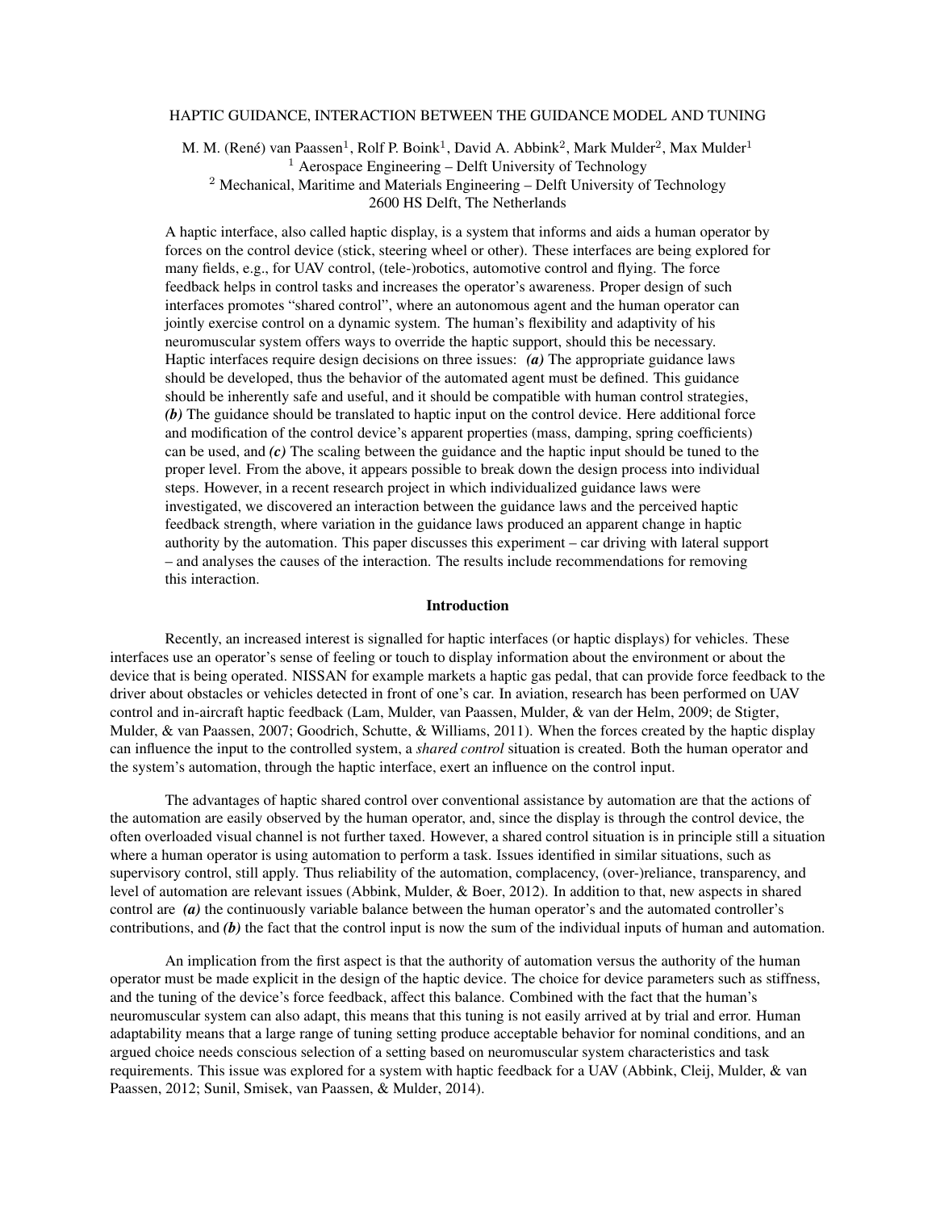# HAPTIC GUIDANCE, INTERACTION BETWEEN THE GUIDANCE MODEL AND TUNING

M. M. (René) van Paassen[1], Rolf P. Boink[1], David A. Abbink[2], Mark Mulder[2], Max Mulder[1]
[1] Aerospace Engineering – Delft University of Technology
[2] Mechanical, Maritime and Materials Engineering – Delft University of Technology
2600 HS Delft, The Netherlands

A haptic interface, also called haptic display, is a system that informs and aids a human operator by forces on the control device (stick, steering wheel or other). These interfaces are being explored for many fields, e.g., for UAV control, (tele-)robotics, automotive control and flying. The force feedback helps in control tasks and increases the operator's awareness. Proper design of such interfaces promotes "shared control", where an autonomous agent and the human operator can jointly exercise control on a dynamic system. The human's flexibility and adaptivity of his neuromuscular system offers ways to override the haptic support, should this be necessary. Haptic interfaces require design decisions on three issues: ***(a)*** The appropriate guidance laws should be developed, thus the behavior of the automated agent must be defined. This guidance should be inherently safe and useful, and it should be compatible with human control strategies, ***(b)*** The guidance should be translated to haptic input on the control device. Here additional force and modification of the control device's apparent properties (mass, damping, spring coefficients) can be used, and ***(c)*** The scaling between the guidance and the haptic input should be tuned to the proper level. From the above, it appears possible to break down the design process into individual steps. However, in a recent research project in which individualized guidance laws were investigated, we discovered an interaction between the guidance laws and the perceived haptic feedback strength, where variation in the guidance laws produced an apparent change in haptic authority by the automation. This paper discusses this experiment – car driving with lateral support – and analyses the causes of the interaction. The results include recommendations for removing this interaction.

## Introduction

Recently, an increased interest is signalled for haptic interfaces (or haptic displays) for vehicles. These interfaces use an operator's sense of feeling or touch to display information about the environment or about the device that is being operated. NISSAN for example markets a haptic gas pedal, that can provide force feedback to the driver about obstacles or vehicles detected in front of one's car. In aviation, research has been performed on UAV control and in-aircraft haptic feedback (Lam, Mulder, van Paassen, Mulder, & van der Helm, 2009; de Stigter, Mulder, & van Paassen, 2007; Goodrich, Schutte, & Williams, 2011). When the forces created by the haptic display can influence the input to the controlled system, a *shared control* situation is created. Both the human operator and the system's automation, through the haptic interface, exert an influence on the control input.

The advantages of haptic shared control over conventional assistance by automation are that the actions of the automation are easily observed by the human operator, and, since the display is through the control device, the often overloaded visual channel is not further taxed. However, a shared control situation is in principle still a situation where a human operator is using automation to perform a task. Issues identified in similar situations, such as supervisory control, still apply. Thus reliability of the automation, complacency, (over-)reliance, transparency, and level of automation are relevant issues (Abbink, Mulder, & Boer, 2012). In addition to that, new aspects in shared control are ***(a)*** the continuously variable balance between the human operator's and the automated controller's contributions, and ***(b)*** the fact that the control input is now the sum of the individual inputs of human and automation.

An implication from the first aspect is that the authority of automation versus the authority of the human operator must be made explicit in the design of the haptic device. The choice for device parameters such as stiffness, and the tuning of the device's force feedback, affect this balance. Combined with the fact that the human's neuromuscular system can also adapt, this means that this tuning is not easily arrived at by trial and error. Human adaptability means that a large range of tuning setting produce acceptable behavior for nominal conditions, and an argued choice needs conscious selection of a setting based on neuromuscular system characteristics and task requirements. This issue was explored for a system with haptic feedback for a UAV (Abbink, Cleij, Mulder, & van Paassen, 2012; Sunil, Smisek, van Paassen, & Mulder, 2014).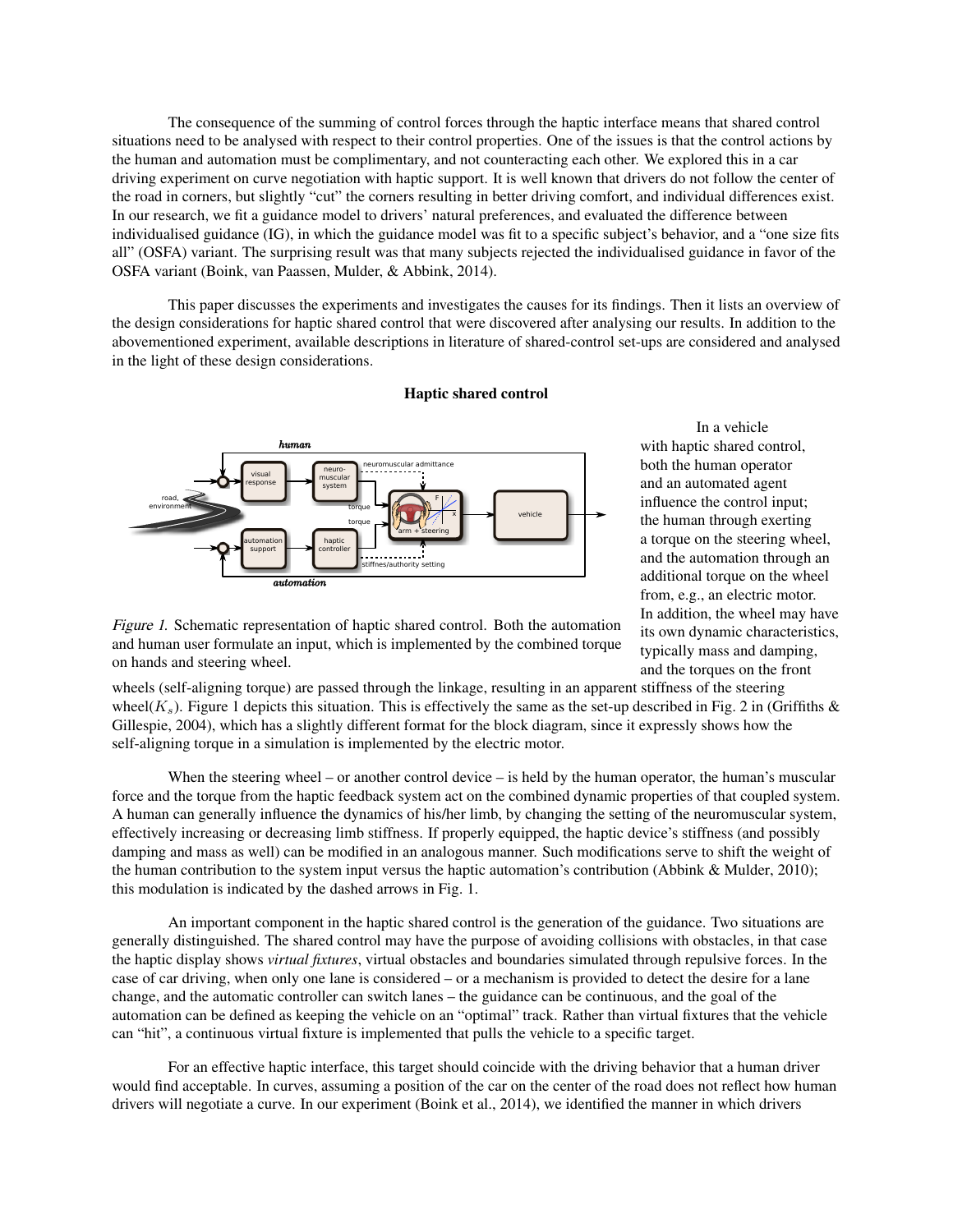The consequence of the summing of control forces through the haptic interface means that shared control situations need to be analysed with respect to their control properties. One of the issues is that the control actions by the human and automation must be complimentary, and not counteracting each other. We explored this in a car driving experiment on curve negotiation with haptic support. It is well known that drivers do not follow the center of the road in corners, but slightly "cut" the corners resulting in better driving comfort, and individual differences exist. In our research, we fit a guidance model to drivers' natural preferences, and evaluated the difference between individualised guidance (IG), in which the guidance model was fit to a specific subject's behavior, and a "one size fits all" (OSFA) variant. The surprising result was that many subjects rejected the individualised guidance in favor of the OSFA variant (Boink, van Paassen, Mulder, & Abbink, 2014).

This paper discusses the experiments and investigates the causes for its findings. Then it lists an overview of the design considerations for haptic shared control that were discovered after analysing our results. In addition to the abovementioned experiment, available descriptions in literature of shared-control set-ups are considered and analysed in the light of these design considerations.

## Haptic shared control

*Figure 1.* Schematic representation of haptic shared control. Both the automation and human user formulate an input, which is implemented by the combined torque on hands and steering wheel.

In a vehicle with haptic shared control, both the human operator and an automated agent influence the control input; the human through exerting a torque on the steering wheel, and the automation through an additional torque on the wheel from, e.g., an electric motor. In addition, the wheel may have its own dynamic characteristics, typically mass and damping, and the torques on the front wheels (self-aligning torque) are passed through the linkage, resulting in an apparent stiffness of the steering wheel($K_s$). Figure 1 depicts this situation. This is effectively the same as the set-up described in Fig. 2 in (Griffiths & Gillespie, 2004), which has a slightly different format for the block diagram, since it expressly shows how the self-aligning torque in a simulation is implemented by the electric motor.

When the steering wheel – or another control device – is held by the human operator, the human's muscular force and the torque from the haptic feedback system act on the combined dynamic properties of that coupled system. A human can generally influence the dynamics of his/her limb, by changing the setting of the neuromuscular system, effectively increasing or decreasing limb stiffness. If properly equipped, the haptic device's stiffness (and possibly damping and mass as well) can be modified in an analogous manner. Such modifications serve to shift the weight of the human contribution to the system input versus the haptic automation's contribution (Abbink & Mulder, 2010); this modulation is indicated by the dashed arrows in Fig. 1.

An important component in the haptic shared control is the generation of the guidance. Two situations are generally distinguished. The shared control may have the purpose of avoiding collisions with obstacles, in that case the haptic display shows *virtual fixtures*, virtual obstacles and boundaries simulated through repulsive forces. In the case of car driving, when only one lane is considered – or a mechanism is provided to detect the desire for a lane change, and the automatic controller can switch lanes – the guidance can be continuous, and the goal of the automation can be defined as keeping the vehicle on an "optimal" track. Rather than virtual fixtures that the vehicle can "hit", a continuous virtual fixture is implemented that pulls the vehicle to a specific target.

For an effective haptic interface, this target should coincide with the driving behavior that a human driver would find acceptable. In curves, assuming a position of the car on the center of the road does not reflect how human drivers will negotiate a curve. In our experiment (Boink et al., 2014), we identified the manner in which drivers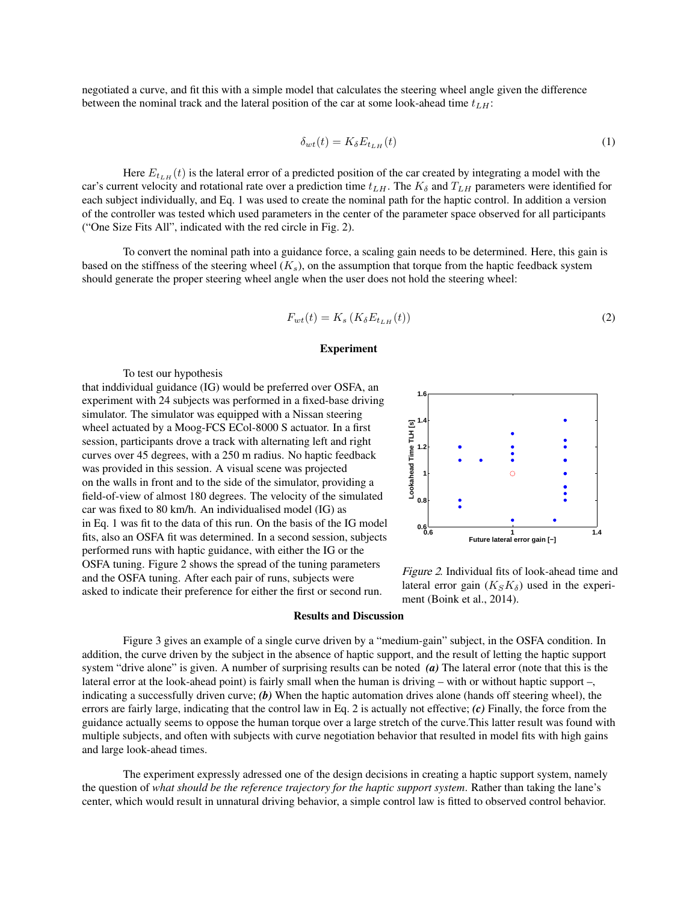negotiated a curve, and fit this with a simple model that calculates the steering wheel angle given the difference between the nominal track and the lateral position of the car at some look-ahead time $t_{LH}$:

$$\delta_{wt}(t) = K_\delta E_{t_{LH}}(t) \tag{1}$$

Here $E_{t_{LH}}(t)$ is the lateral error of a predicted position of the car created by integrating a model with the car's current velocity and rotational rate over a prediction time $t_{LH}$. The $K_\delta$ and $T_{LH}$ parameters were identified for each subject individually, and Eq. 1 was used to create the nominal path for the haptic control. In addition a version of the controller was tested which used parameters in the center of the parameter space observed for all participants ("One Size Fits All", indicated with the red circle in Fig. 2).

To convert the nominal path into a guidance force, a scaling gain needs to be determined. Here, this gain is based on the stiffness of the steering wheel ($K_s$), on the assumption that torque from the haptic feedback system should generate the proper steering wheel angle when the user does not hold the steering wheel:

$$F_{wt}(t) = K_s \left( K_\delta E_{t_{LH}}(t) \right) \tag{2}$$

## Experiment

To test our hypothesis that inddividual guidance (IG) would be preferred over OSFA, an experiment with 24 subjects was performed in a fixed-base driving simulator. The simulator was equipped with a Nissan steering wheel actuated by a Moog-FCS ECol-8000 S actuator. In a first session, participants drove a track with alternating left and right curves over 45 degrees, with a 250 m radius. No haptic feedback was provided in this session. A visual scene was projected on the walls in front and to the side of the simulator, providing a field-of-view of almost 180 degrees. The velocity of the simulated car was fixed to 80 km/h. An individualised model (IG) as in Eq. 1 was fit to the data of this run. On the basis of the IG model fits, also an OSFA fit was determined. In a second session, subjects performed runs with haptic guidance, with either the IG or the OSFA tuning. Figure 2 shows the spread of the tuning parameters and the OSFA tuning. After each pair of runs, subjects were asked to indicate their preference for either the first or second run.

*Figure 2*. Individual fits of look-ahead time and lateral error gain ($K_S K_\delta$) used in the experiment (Boink et al., 2014).

## Results and Discussion

Figure 3 gives an example of a single curve driven by a "medium-gain" subject, in the OSFA condition. In addition, the curve driven by the subject in the absence of haptic support, and the result of letting the haptic support system "drive alone" is given. A number of surprising results can be noted ***(a)*** The lateral error (note that this is the lateral error at the look-ahead point) is fairly small when the human is driving – with or without haptic support –, indicating a successfully driven curve; ***(b)*** When the haptic automation drives alone (hands off steering wheel), the errors are fairly large, indicating that the control law in Eq. 2 is actually not effective; ***(c)*** Finally, the force from the guidance actually seems to oppose the human torque over a large stretch of the curve.This latter result was found with multiple subjects, and often with subjects with curve negotiation behavior that resulted in model fits with high gains and large look-ahead times.

The experiment expressly adressed one of the design decisions in creating a haptic support system, namely the question of *what should be the reference trajectory for the haptic support system*. Rather than taking the lane's center, which would result in unnatural driving behavior, a simple control law is fitted to observed control behavior.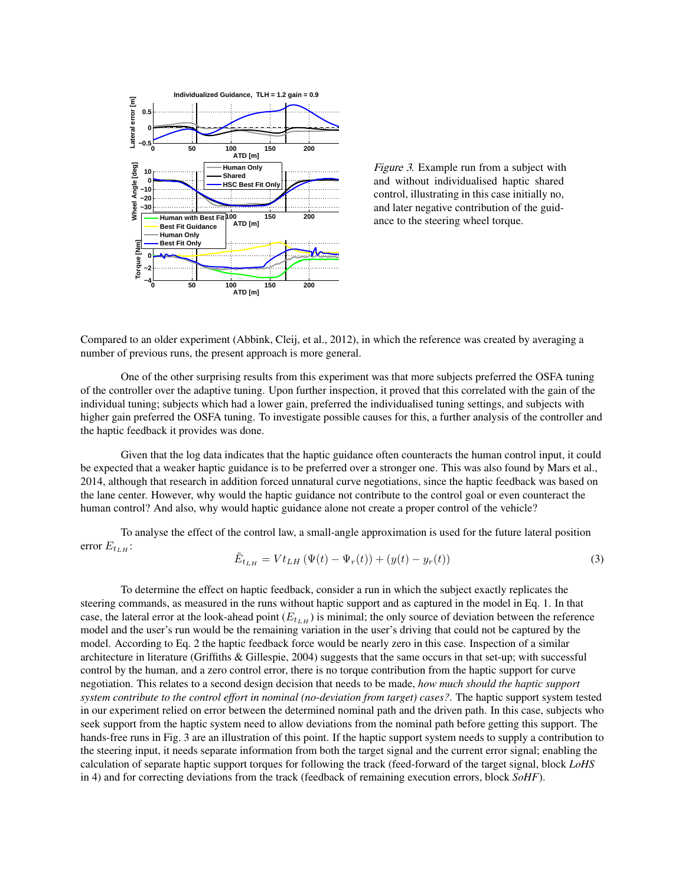*Figure 3.* Example run from a subject with and without individualised haptic shared control, illustrating in this case initially no, and later negative contribution of the guidance to the steering wheel torque.

Compared to an older experiment (Abbink, Cleij, et al., 2012), in which the reference was created by averaging a number of previous runs, the present approach is more general.

One of the other surprising results from this experiment was that more subjects preferred the OSFA tuning of the controller over the adaptive tuning. Upon further inspection, it proved that this correlated with the gain of the individual tuning; subjects which had a lower gain, preferred the individualised tuning settings, and subjects with higher gain preferred the OSFA tuning. To investigate possible causes for this, a further analysis of the controller and the haptic feedback it provides was done.

Given that the log data indicates that the haptic guidance often counteracts the human control input, it could be expected that a weaker haptic guidance is to be preferred over a stronger one. This was also found by Mars et al., 2014, although that research in addition forced unnatural curve negotiations, since the haptic feedback was based on the lane center. However, why would the haptic guidance not contribute to the control goal or even counteract the human control? And also, why would haptic guidance alone not create a proper control of the vehicle?

To analyse the effect of the control law, a small-angle approximation is used for the future lateral position error $E_{t_{LH}}$:

$$\tilde{E}_{t_{LH}} = V t_{LH} \left( \Psi(t) - \Psi_r(t) \right) + \left( y(t) - y_r(t) \right) \tag{3}$$

To determine the effect on haptic feedback, consider a run in which the subject exactly replicates the steering commands, as measured in the runs without haptic support and as captured in the model in Eq. 1. In that case, the lateral error at the look-ahead point ($E_{t_{LH}}$) is minimal; the only source of deviation between the reference model and the user's run would be the remaining variation in the user's driving that could not be captured by the model. According to Eq. 2 the haptic feedback force would be nearly zero in this case. Inspection of a similar architecture in literature (Griffiths & Gillespie, 2004) suggests that the same occurs in that set-up; with successful control by the human, and a zero control error, there is no torque contribution from the haptic support for curve negotiation. This relates to a second design decision that needs to be made, *how much should the haptic support system contribute to the control effort in nominal (no-deviation from target) cases?*. The haptic support system tested in our experiment relied on error between the determined nominal path and the driven path. In this case, subjects who seek support from the haptic system need to allow deviations from the nominal path before getting this support. The hands-free runs in Fig. 3 are an illustration of this point. If the haptic support system needs to supply a contribution to the steering input, it needs separate information from both the target signal and the current error signal; enabling the calculation of separate haptic support torques for following the track (feed-forward of the target signal, block *LoHS* in 4) and for correcting deviations from the track (feedback of remaining execution errors, block *SoHF*).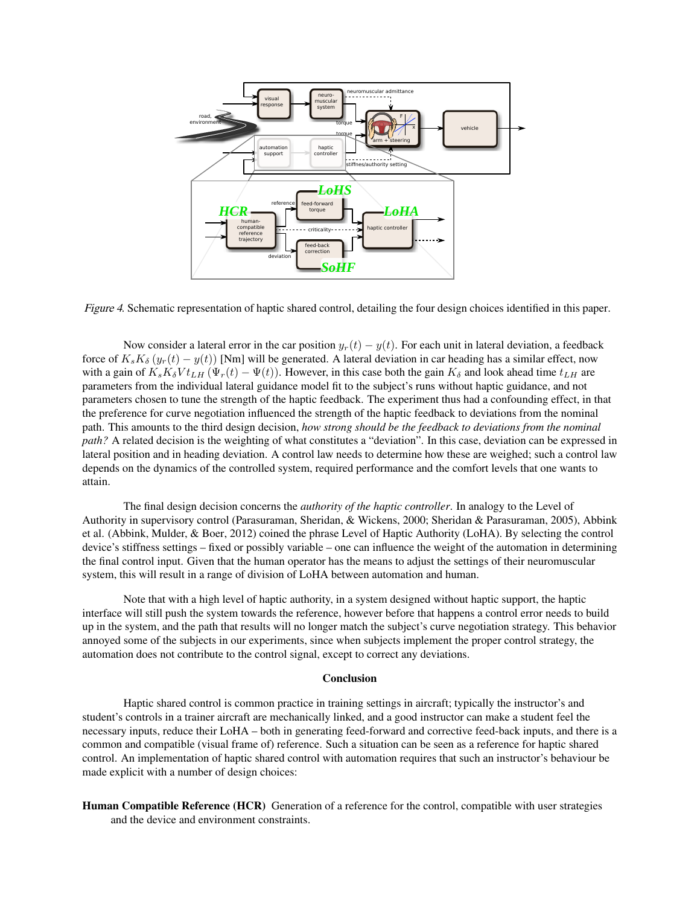*Figure 4*. Schematic representation of haptic shared control, detailing the four design choices identified in this paper.

Now consider a lateral error in the car position $y_r(t) - y(t)$. For each unit in lateral deviation, a feedback force of $K_s K_\delta (y_r(t) - y(t))$ [Nm] will be generated. A lateral deviation in car heading has a similar effect, now with a gain of $K_s K_\delta V t_{LH} (\Psi_r(t) - \Psi(t))$. However, in this case both the gain $K_\delta$ and look ahead time $t_{LH}$ are parameters from the individual lateral guidance model fit to the subject's runs without haptic guidance, and not parameters chosen to tune the strength of the haptic feedback. The experiment thus had a confounding effect, in that the preference for curve negotiation influenced the strength of the haptic feedback to deviations from the nominal path. This amounts to the third design decision, *how strong should be the feedback to deviations from the nominal path?* A related decision is the weighting of what constitutes a "deviation". In this case, deviation can be expressed in lateral position and in heading deviation. A control law needs to determine how these are weighed; such a control law depends on the dynamics of the controlled system, required performance and the comfort levels that one wants to attain.

The final design decision concerns the *authority of the haptic controller*. In analogy to the Level of Authority in supervisory control (Parasuraman, Sheridan, & Wickens, 2000; Sheridan & Parasuraman, 2005), Abbink et al. (Abbink, Mulder, & Boer, 2012) coined the phrase Level of Haptic Authority (LoHA). By selecting the control device's stiffness settings – fixed or possibly variable – one can influence the weight of the automation in determining the final control input. Given that the human operator has the means to adjust the settings of their neuromuscular system, this will result in a range of division of LoHA between automation and human.

Note that with a high level of haptic authority, in a system designed without haptic support, the haptic interface will still push the system towards the reference, however before that happens a control error needs to build up in the system, and the path that results will no longer match the subject's curve negotiation strategy. This behavior annoyed some of the subjects in our experiments, since when subjects implement the proper control strategy, the automation does not contribute to the control signal, except to correct any deviations.

## Conclusion

Haptic shared control is common practice in training settings in aircraft; typically the instructor's and student's controls in a trainer aircraft are mechanically linked, and a good instructor can make a student feel the necessary inputs, reduce their LoHA – both in generating feed-forward and corrective feed-back inputs, and there is a common and compatible (visual frame of) reference. Such a situation can be seen as a reference for haptic shared control. An implementation of haptic shared control with automation requires that such an instructor's behaviour be made explicit with a number of design choices:

**Human Compatible Reference (HCR)** Generation of a reference for the control, compatible with user strategies and the device and environment constraints.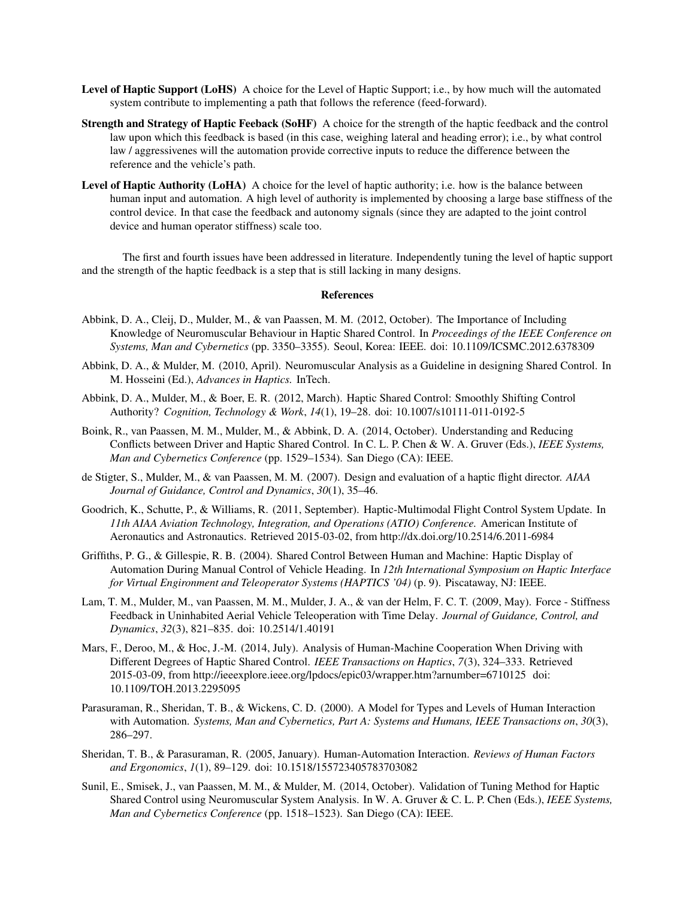**Level of Haptic Support (LoHS)** A choice for the Level of Haptic Support; i.e., by how much will the automated system contribute to implementing a path that follows the reference (feed-forward).

**Strength and Strategy of Haptic Feeback (SoHF)** A choice for the strength of the haptic feedback and the control law upon which this feedback is based (in this case, weighing lateral and heading error); i.e., by what control law / aggressivenes will the automation provide corrective inputs to reduce the difference between the reference and the vehicle's path.

**Level of Haptic Authority (LoHA)** A choice for the level of haptic authority; i.e. how is the balance between human input and automation. A high level of authority is implemented by choosing a large base stiffness of the control device. In that case the feedback and autonomy signals (since they are adapted to the joint control device and human operator stiffness) scale too.

The first and fourth issues have been addressed in literature. Independently tuning the level of haptic support and the strength of the haptic feedback is a step that is still lacking in many designs.

## References

Abbink, D. A., Cleij, D., Mulder, M., & van Paassen, M. M. (2012, October). The Importance of Including Knowledge of Neuromuscular Behaviour in Haptic Shared Control. In *Proceedings of the IEEE Conference on Systems, Man and Cybernetics* (pp. 3350–3355). Seoul, Korea: IEEE. doi: 10.1109/ICSMC.2012.6378309

Abbink, D. A., & Mulder, M. (2010, April). Neuromuscular Analysis as a Guideline in designing Shared Control. In M. Hosseini (Ed.), *Advances in Haptics.* InTech.

Abbink, D. A., Mulder, M., & Boer, E. R. (2012, March). Haptic Shared Control: Smoothly Shifting Control Authority? *Cognition, Technology & Work*, *14*(1), 19–28. doi: 10.1007/s10111-011-0192-5

Boink, R., van Paassen, M. M., Mulder, M., & Abbink, D. A. (2014, October). Understanding and Reducing Conflicts between Driver and Haptic Shared Control. In C. L. P. Chen & W. A. Gruver (Eds.), *IEEE Systems, Man and Cybernetics Conference* (pp. 1529–1534). San Diego (CA): IEEE.

de Stigter, S., Mulder, M., & van Paassen, M. M. (2007). Design and evaluation of a haptic flight director. *AIAA Journal of Guidance, Control and Dynamics*, *30*(1), 35–46.

Goodrich, K., Schutte, P., & Williams, R. (2011, September). Haptic-Multimodal Flight Control System Update. In *11th AIAA Aviation Technology, Integration, and Operations (ATIO) Conference.* American Institute of Aeronautics and Astronautics. Retrieved 2015-03-02, from http://dx.doi.org/10.2514/6.2011-6984

Griffiths, P. G., & Gillespie, R. B. (2004). Shared Control Between Human and Machine: Haptic Display of Automation During Manual Control of Vehicle Heading. In *12th International Symposium on Haptic Interface for Virtual Engironment and Teleoperator Systems (HAPTICS '04)* (p. 9). Piscataway, NJ: IEEE.

Lam, T. M., Mulder, M., van Paassen, M. M., Mulder, J. A., & van der Helm, F. C. T. (2009, May). Force - Stiffness Feedback in Uninhabited Aerial Vehicle Teleoperation with Time Delay. *Journal of Guidance, Control, and Dynamics*, *32*(3), 821–835. doi: 10.2514/1.40191

Mars, F., Deroo, M., & Hoc, J.-M. (2014, July). Analysis of Human-Machine Cooperation When Driving with Different Degrees of Haptic Shared Control. *IEEE Transactions on Haptics*, *7*(3), 324–333. Retrieved 2015-03-09, from http://ieeexplore.ieee.org/lpdocs/epic03/wrapper.htm?arnumber=6710125 doi: 10.1109/TOH.2013.2295095

Parasuraman, R., Sheridan, T. B., & Wickens, C. D. (2000). A Model for Types and Levels of Human Interaction with Automation. *Systems, Man and Cybernetics, Part A: Systems and Humans, IEEE Transactions on*, *30*(3), 286–297.

Sheridan, T. B., & Parasuraman, R. (2005, January). Human-Automation Interaction. *Reviews of Human Factors and Ergonomics*, *1*(1), 89–129. doi: 10.1518/155723405783703082

Sunil, E., Smisek, J., van Paassen, M. M., & Mulder, M. (2014, October). Validation of Tuning Method for Haptic Shared Control using Neuromuscular System Analysis. In W. A. Gruver & C. L. P. Chen (Eds.), *IEEE Systems, Man and Cybernetics Conference* (pp. 1518–1523). San Diego (CA): IEEE.